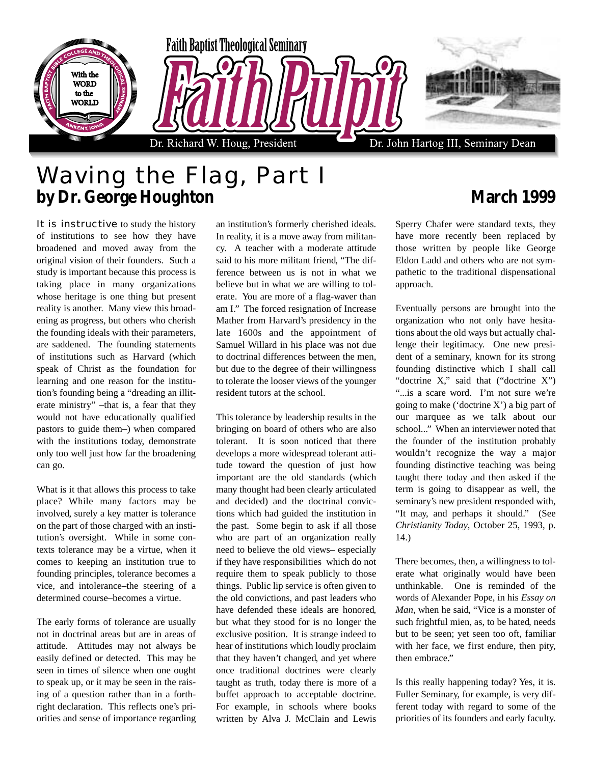Faith Baptist Theological Seminary

# Faith Pulpit

Dr. Richard W. Houg, President — Dr. John Hartog III, Seminary Dean

# Waving the Flag, Part I

**by Dr. George Houghton**

**March 1999**

It is instructive to study the history of institutions to see how they have broadened and moved away from the original vision of their founders. Such a study is important because this process is taking place in many organizations whose heritage is one thing but present reality is another. Many view this broadening as progress, but others who cherish the founding ideals with their parameters, are saddened. The founding statements of institutions such as Harvard (which speak of Christ as the foundation for learning and one reason for the institution's founding being a "dreading an illiterate ministry" –that is, a fear that they would not have educationally qualified pastors to guide them–) when compared with the institutions today, demonstrate only too well just how far the broadening can go.

What is it that allows this process to take place? While many factors may be involved, surely a key matter is tolerance on the part of those charged with an institution's oversight. While in some contexts tolerance may be a virtue, when it comes to keeping an institution true to founding principles, tolerance becomes a vice, and intolerance–the steering of a determined course–becomes a virtue.

The early forms of tolerance are usually not in doctrinal areas but are in areas of attitude. Attitudes may not always be easily defined or detected. This may be seen in times of silence when one ought to speak up, or it may be seen in the raising of a question rather than in a forthright declaration. This reflects one's priorities and sense of importance regarding an institution's formerly cherished ideals. In reality, it is a move away from militancy. A teacher with a moderate attitude said to his more militant friend, "The difference between us is not in what we believe but in what we are willing to tolerate. You are more of a flag-waver than am I." The forced resignation of Increase Mather from Harvard's presidency in the late 1600s and the appointment of Samuel Willard in his place was not due to doctrinal differences between the men, but due to the degree of their willingness to tolerate the looser views of the younger resident tutors at the school.

This tolerance by leadership results in the bringing on board of others who are also tolerant. It is soon noticed that there develops a more widespread tolerant attitude toward the question of just how important are the old standards (which many thought had been clearly articulated and decided) and the doctrinal convictions which had guided the institution in the past. Some begin to ask if all those who are part of an organization really need to believe the old views– especially if they have responsibilities which do not require them to speak publicly to those things. Public lip service is often given to the old convictions, and past leaders who have defended these ideals are honored, but what they stood for is no longer the exclusive position. It is strange indeed to hear of institutions which loudly proclaim that they haven't changed, and yet where once traditional doctrines were clearly taught as truth, today there is more of a buffet approach to acceptable doctrine. For example, in schools where books written by Alva J. McClain and Lewis Sperry Chafer were standard texts, they have more recently been replaced by those written by people like George Eldon Ladd and others who are not sympathetic to the traditional dispensational approach.

Eventually persons are brought into the organization who not only have hesitations about the old ways but actually challenge their legitimacy. One new president of a seminary, known for its strong founding distinctive which I shall call "doctrine X," said that ("doctrine X") "...is a scare word. I'm not sure we're going to make ('doctrine X') a big part of our marquee as we talk about our school..." When an interviewer noted that the founder of the institution probably wouldn't recognize the way a major founding distinctive teaching was being taught there today and then asked if the term is going to disappear as well, the seminary's new president responded with, "It may, and perhaps it should." (See *Christianity Today*, October 25, 1993, p. 14.)

There becomes, then, a willingness to tolerate what originally would have been unthinkable. One is reminded of the words of Alexander Pope, in his *Essay on Man*, when he said, "Vice is a monster of such frightful mien, as, to be hated, needs but to be seen; yet seen too oft, familiar with her face, we first endure, then pity, then embrace."

Is this really happening today? Yes, it is. Fuller Seminary, for example, is very different today with regard to some of the priorities of its founders and early faculty.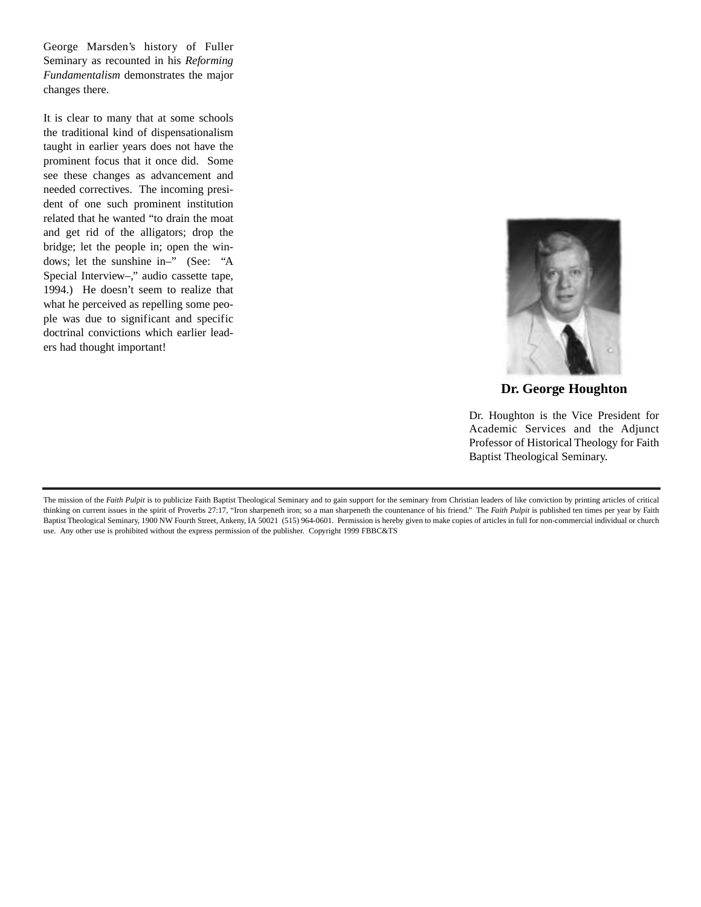George Marsden's history of Fuller Seminary as recounted in his *Reforming Fundamentalism* demonstrates the major changes there.

It is clear to many that at some schools the traditional kind of dispensationalism taught in earlier years does not have the prominent focus that it once did. Some see these changes as advancement and needed correctives. The incoming president of one such prominent institution related that he wanted "to drain the moat and get rid of the alligators; drop the bridge; let the people in; open the windows; let the sunshine in–" (See: "A Special Interview–," audio cassette tape, 1994.) He doesn't seem to realize that what he perceived as repelling some people was due to significant and specific doctrinal convictions which earlier leaders had thought important!

**Dr. George Houghton**

Dr. Houghton is the Vice President for Academic Services and the Adjunct Professor of Historical Theology for Faith Baptist Theological Seminary.

---

The mission of the *Faith Pulpit* is to publicize Faith Baptist Theological Seminary and to gain support for the seminary from Christian leaders of like conviction by printing articles of critical thinking on current issues in the spirit of Proverbs 27:17, "Iron sharpeneth iron; so a man sharpeneth the countenance of his friend." The *Faith Pulpit* is published ten times per year by Faith Baptist Theological Seminary, 1900 NW Fourth Street, Ankeny, IA 50021 (515) 964-0601. Permission is hereby given to make copies of articles in full for non-commercial individual or church use. Any other use is prohibited without the express permission of the publisher. Copyright 1999 FBBC&TS